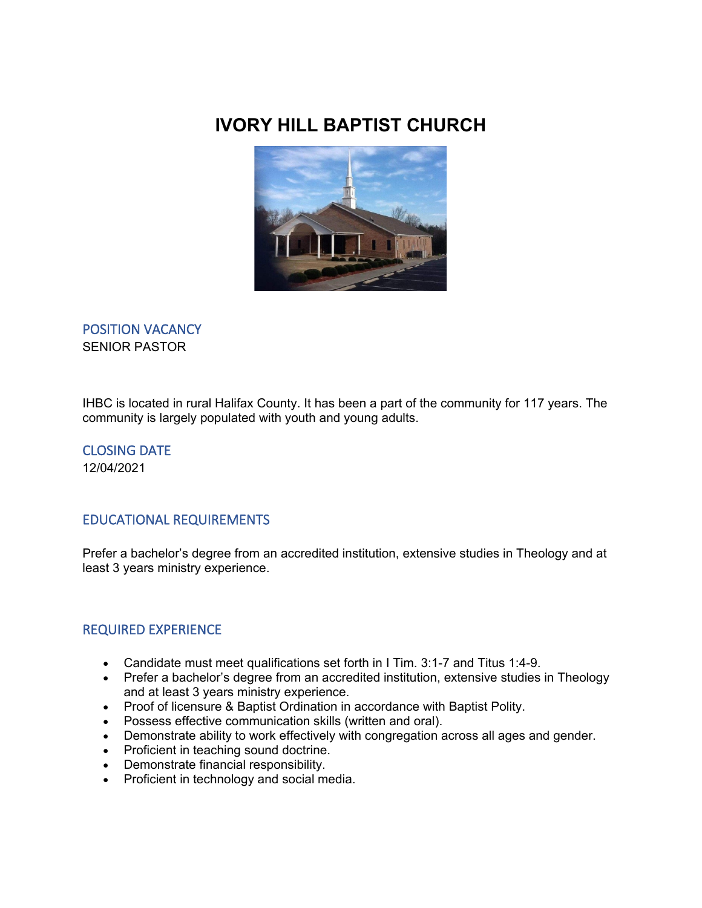# IVORY HILL BAPTIST CHURCH

## POSITION VACANCY

SENIOR PASTOR

IHBC is located in rural Halifax County. It has been a part of the community for 117 years. The community is largely populated with youth and young adults.

## CLOSING DATE

12/04/2021

## EDUCATIONAL REQUIREMENTS

Prefer a bachelor's degree from an accredited institution, extensive studies in Theology and at least 3 years ministry experience.

## REQUIRED EXPERIENCE

- Candidate must meet qualifications set forth in I Tim. 3:1-7 and Titus 1:4-9.
- Prefer a bachelor's degree from an accredited institution, extensive studies in Theology and at least 3 years ministry experience.
- Proof of licensure & Baptist Ordination in accordance with Baptist Polity.
- Possess effective communication skills (written and oral).
- Demonstrate ability to work effectively with congregation across all ages and gender.
- Proficient in teaching sound doctrine.
- Demonstrate financial responsibility.
- Proficient in technology and social media.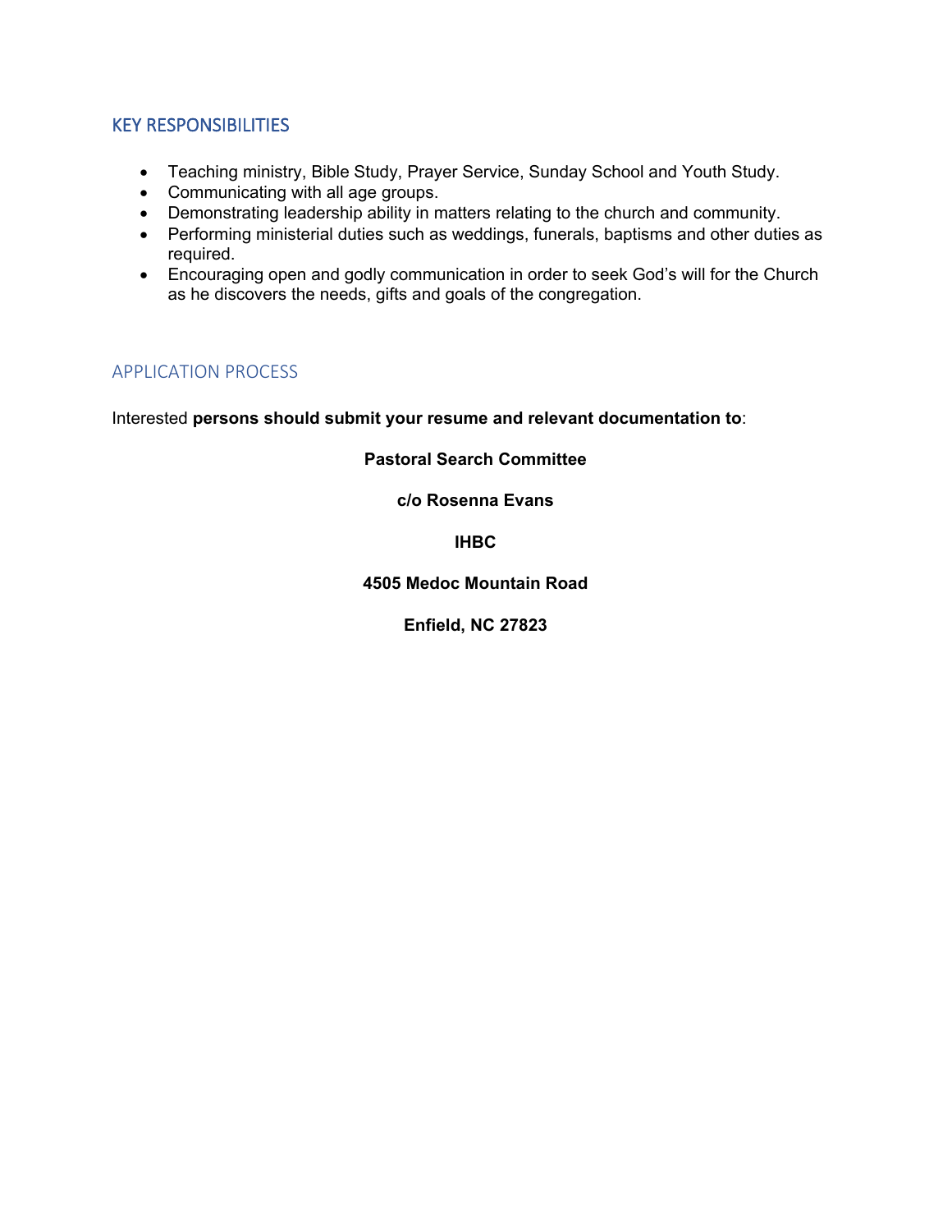## KEY RESPONSIBILITIES

- Teaching ministry, Bible Study, Prayer Service, Sunday School and Youth Study.
- Communicating with all age groups.
- Demonstrating leadership ability in matters relating to the church and community.
- Performing ministerial duties such as weddings, funerals, baptisms and other duties as required.
- Encouraging open and godly communication in order to seek God's will for the Church as he discovers the needs, gifts and goals of the congregation.

## APPLICATION PROCESS

Interested **persons should submit your resume and relevant documentation to**:

**Pastoral Search Committee**

**c/o Rosenna Evans**

**IHBC**

**4505 Medoc Mountain Road**

**Enfield, NC 27823**